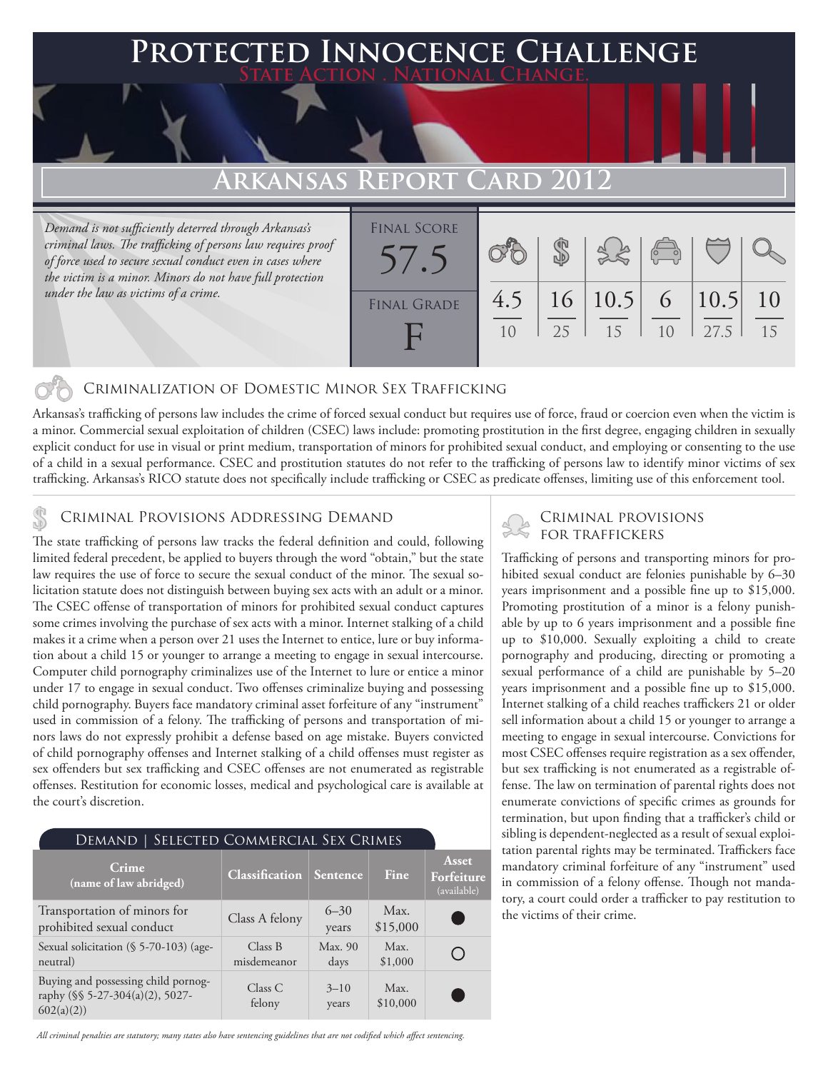# Protected Innocence Challenge

**State Action . National Change.**

## Arkansas Report Card 2012

*Demand is not sufficiently deterred through Arkansas's criminal laws. The trafficking of persons law requires proof of force used to secure sexual conduct even in cases where the victim is a minor. Minors do not have full protection under the law as victims of a crime.*

| Final Score | Criminalization | Demand | Traffickers | Facilitators | Protective Provisions | Investigation & Prosecution |
|---|---|---|---|---|---|---|
| 57.5 | 4.5 / 10 | 16 / 25 | 10.5 / 15 | 6 / 10 | 10.5 / 27.5 | 10 / 15 |
| **Final Grade:** F | | | | | | |

### Criminalization of Domestic Minor Sex Trafficking

Arkansas's trafficking of persons law includes the crime of forced sexual conduct but requires use of force, fraud or coercion even when the victim is a minor. Commercial sexual exploitation of children (CSEC) laws include: promoting prostitution in the first degree, engaging children in sexually explicit conduct for use in visual or print medium, transportation of minors for prohibited sexual conduct, and employing or consenting to the use of a child in a sexual performance. CSEC and prostitution statutes do not refer to the trafficking of persons law to identify minor victims of sex trafficking. Arkansas's RICO statute does not specifically include trafficking or CSEC as predicate offenses, limiting use of this enforcement tool.

### Criminal Provisions Addressing Demand

The state trafficking of persons law tracks the federal definition and could, following limited federal precedent, be applied to buyers through the word "obtain," but the state law requires the use of force to secure the sexual conduct of the minor. The sexual solicitation statute does not distinguish between buying sex acts with an adult or a minor. The CSEC offense of transportation of minors for prohibited sexual conduct captures some crimes involving the purchase of sex acts with a minor. Internet stalking of a child makes it a crime when a person over 21 uses the Internet to entice, lure or buy information about a child 15 or younger to arrange a meeting to engage in sexual intercourse. Computer child pornography criminalizes use of the Internet to lure or entice a minor under 17 to engage in sexual conduct. Two offenses criminalize buying and possessing child pornography. Buyers face mandatory criminal asset forfeiture of any "instrument" used in commission of a felony. The trafficking of persons and transportation of minors laws do not expressly prohibit a defense based on age mistake. Buyers convicted of child pornography offenses and Internet stalking of a child offenses must register as sex offenders but sex trafficking and CSEC offenses are not enumerated as registrable offenses. Restitution for economic losses, medical and psychological care is available at the court's discretion.

**Demand | Selected Commercial Sex Crimes**

| Crime (name of law abridged) | Classification | Sentence | Fine | Asset Forfeiture (available) |
|---|---|---|---|---|
| Transportation of minors for prohibited sexual conduct | Class A felony | 6–30 years | Max. $15,000 | ● |
| Sexual solicitation (§ 5-70-103) (age-neutral) | Class B misdemeanor | Max. 90 days | Max. $1,000 | ○ |
| Buying and possessing child pornography (§§ 5-27-304(a)(2), 5027-602(a)(2)) | Class C felony | 3–10 years | Max. $10,000 | ● |

*All criminal penalties are statutory; many states also have sentencing guidelines that are not codified which affect sentencing.*

### Criminal Provisions for Traffickers

Trafficking of persons and transporting minors for prohibited sexual conduct are felonies punishable by 6–30 years imprisonment and a possible fine up to $15,000. Promoting prostitution of a minor is a felony punishable by up to 6 years imprisonment and a possible fine up to $10,000. Sexually exploiting a child to create pornography and producing, directing or promoting a sexual performance of a child are punishable by 5–20 years imprisonment and a possible fine up to $15,000. Internet stalking of a child reaches traffickers 21 or older sell information about a child 15 or younger to arrange a meeting to engage in sexual intercourse. Convictions for most CSEC offenses require registration as a sex offender, but sex trafficking is not enumerated as a registrable offense. The law on termination of parental rights does not enumerate convictions of specific crimes as grounds for termination, but upon finding that a trafficker's child or sibling is dependent-neglected as a result of sexual exploitation parental rights may be terminated. Traffickers face mandatory criminal forfeiture of any "instrument" used in commission of a felony offense. Though not mandatory, a court could order a trafficker to pay restitution to the victims of their crime.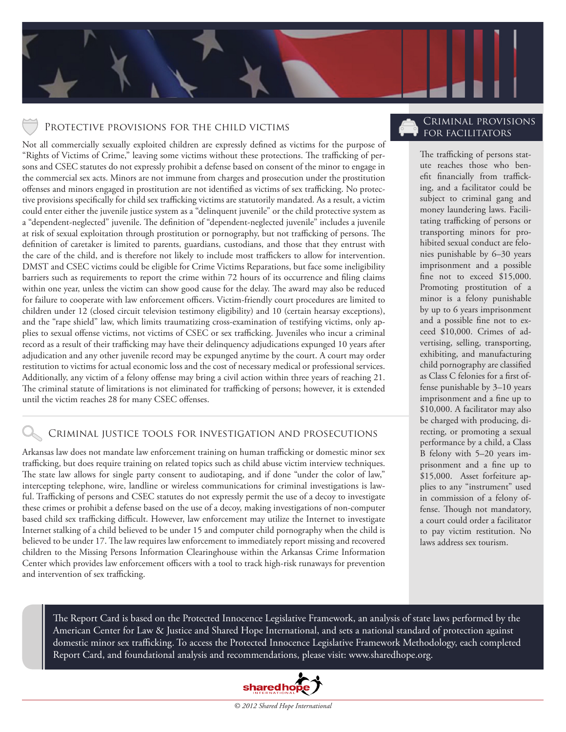## Protective provisions for the child victims

Not all commercially sexually exploited children are expressly defined as victims for the purpose of "Rights of Victims of Crime," leaving some victims without these protections. The trafficking of persons and CSEC statutes do not expressly prohibit a defense based on consent of the minor to engage in the commercial sex acts. Minors are not immune from charges and prosecution under the prostitution offenses and minors engaged in prostitution are not identified as victims of sex trafficking. No protective provisions specifically for child sex trafficking victims are statutorily mandated. As a result, a victim could enter either the juvenile justice system as a "delinquent juvenile" or the child protective system as a "dependent-neglected" juvenile. The definition of "dependent-neglected juvenile" includes a juvenile at risk of sexual exploitation through prostitution or pornography, but not trafficking of persons. The definition of caretaker is limited to parents, guardians, custodians, and those that they entrust with the care of the child, and is therefore not likely to include most traffickers to allow for intervention. DMST and CSEC victims could be eligible for Crime Victims Reparations, but face some ineligibility barriers such as requirements to report the crime within 72 hours of its occurrence and filing claims within one year, unless the victim can show good cause for the delay. The award may also be reduced for failure to cooperate with law enforcement officers. Victim-friendly court procedures are limited to children under 12 (closed circuit television testimony eligibility) and 10 (certain hearsay exceptions), and the "rape shield" law, which limits traumatizing cross-examination of testifying victims, only applies to sexual offense victims, not victims of CSEC or sex trafficking. Juveniles who incur a criminal record as a result of their trafficking may have their delinquency adjudications expunged 10 years after adjudication and any other juvenile record may be expunged anytime by the court. A court may order restitution to victims for actual economic loss and the cost of necessary medical or professional services. Additionally, any victim of a felony offense may bring a civil action within three years of reaching 21. The criminal statute of limitations is not eliminated for trafficking of persons; however, it is extended until the victim reaches 28 for many CSEC offenses.

## Criminal justice tools for investigation and prosecutions

Arkansas law does not mandate law enforcement training on human trafficking or domestic minor sex trafficking, but does require training on related topics such as child abuse victim interview techniques. The state law allows for single party consent to audiotaping, and if done "under the color of law," intercepting telephone, wire, landline or wireless communications for criminal investigations is lawful. Trafficking of persons and CSEC statutes do not expressly permit the use of a decoy to investigate these crimes or prohibit a defense based on the use of a decoy, making investigations of non-computer based child sex trafficking difficult. However, law enforcement may utilize the Internet to investigate Internet stalking of a child believed to be under 15 and computer child pornography when the child is believed to be under 17. The law requires law enforcement to immediately report missing and recovered children to the Missing Persons Information Clearinghouse within the Arkansas Crime Information Center which provides law enforcement officers with a tool to track high-risk runaways for prevention and intervention of sex trafficking.

## Criminal provisions for facilitators

The trafficking of persons statute reaches those who benefit financially from trafficking, and a facilitator could be subject to criminal gang and money laundering laws. Facilitating trafficking of persons or transporting minors for prohibited sexual conduct are felonies punishable by 6–30 years imprisonment and a possible fine not to exceed $15,000. Promoting prostitution of a minor is a felony punishable by up to 6 years imprisonment and a possible fine not to exceed $10,000. Crimes of advertising, selling, transporting, exhibiting, and manufacturing child pornography are classified as Class C felonies for a first offense punishable by 3–10 years imprisonment and a fine up to $10,000. A facilitator may also be charged with producing, directing, or promoting a sexual performance by a child, a Class B felony with 5–20 years imprisonment and a fine up to $15,000. Asset forfeiture applies to any "instrument" used in commission of a felony offense. Though not mandatory, a court could order a facilitator to pay victim restitution. No laws address sex tourism.

The Report Card is based on the Protected Innocence Legislative Framework, an analysis of state laws performed by the American Center for Law & Justice and Shared Hope International, and sets a national standard of protection against domestic minor sex trafficking. To access the Protected Innocence Legislative Framework Methodology, each completed Report Card, and foundational analysis and recommendations, please visit: www.sharedhope.org.

*© 2012 Shared Hope International*